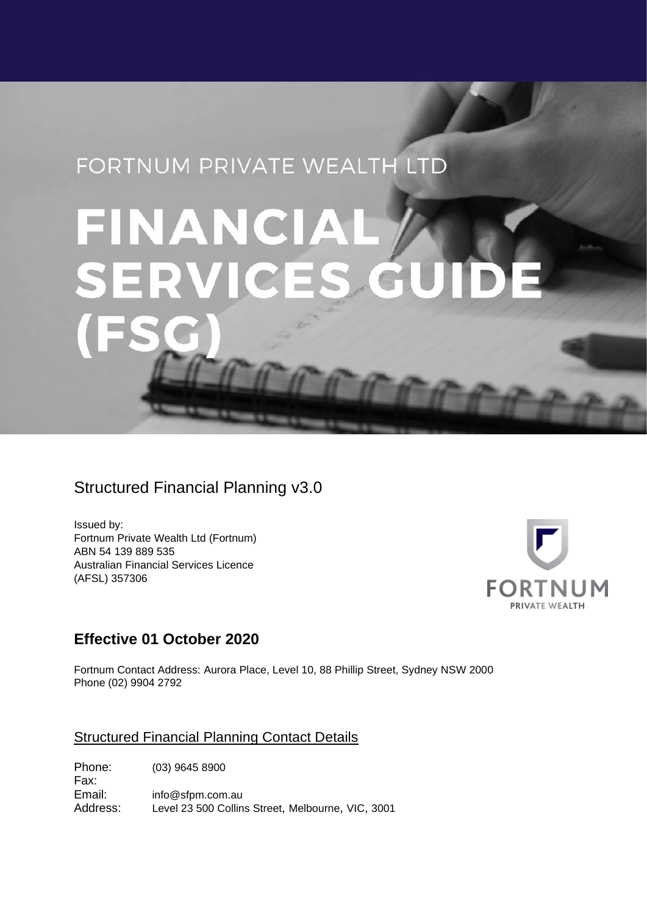FORTNUM PRIVATE WEALTH LTD

# FINANCIAL SERVICES GUIDE (FSG)

## Structured Financial Planning v3.0

Issued by:
Fortnum Private Wealth Ltd (Fortnum)
ABN 54 139 889 535
Australian Financial Services Licence
(AFSL) 357306

FORTNUM
PRIVATE WEALTH

## Effective 01 October 2020

Fortnum Contact Address: Aurora Place, Level 10, 88 Phillip Street, Sydney NSW 2000
Phone (02) 9904 2792

### Structured Financial Planning Contact Details

Phone: (03) 9645 8900
Fax:
Email: info@sfpm.com.au
Address: Level 23 500 Collins Street, Melbourne, VIC, 3001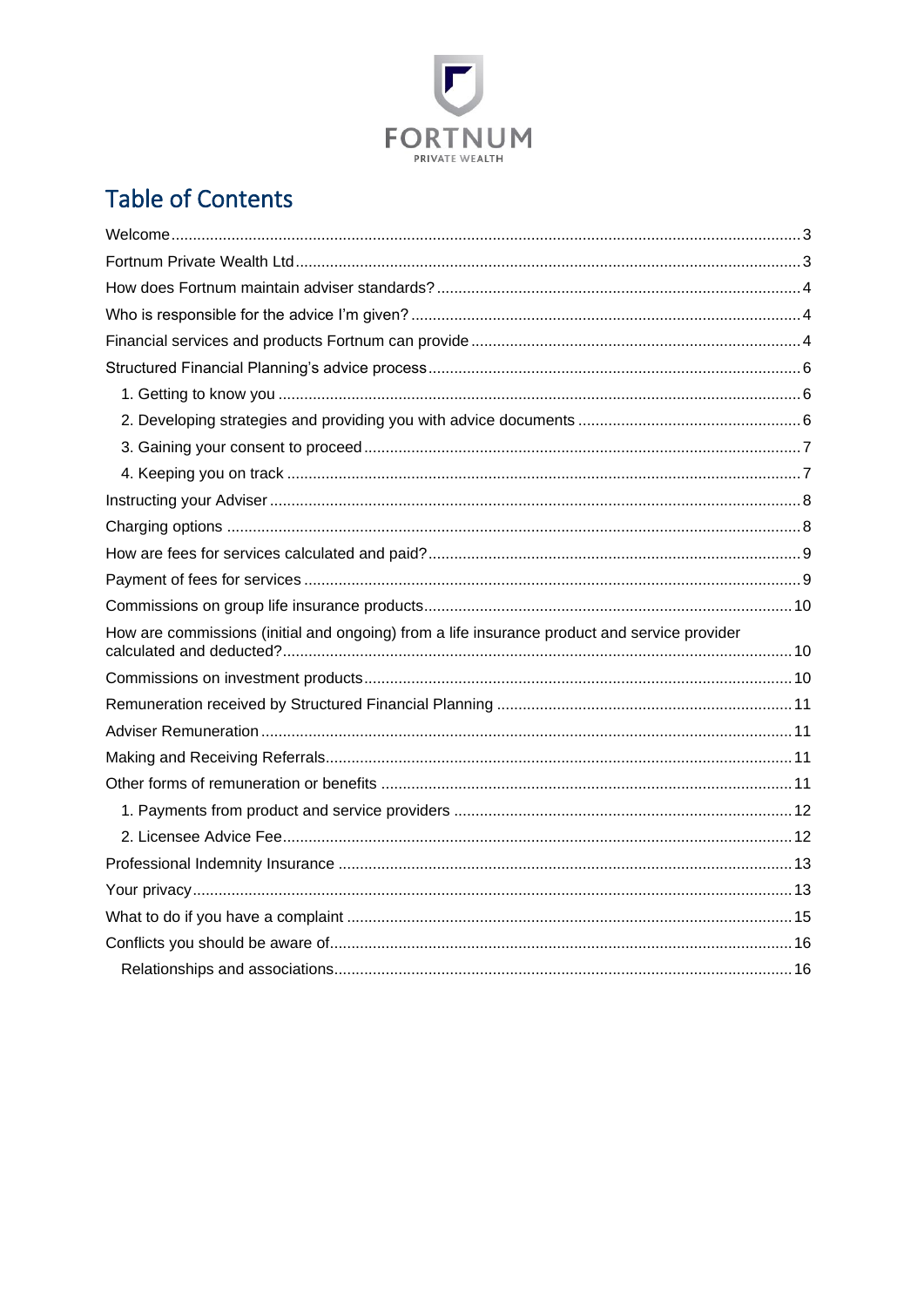FORTNUM
PRIVATE WEALTH

# Table of Contents

Welcome ..... 3
Fortnum Private Wealth Ltd ..... 3
How does Fortnum maintain adviser standards? ..... 4
Who is responsible for the advice I'm given? ..... 4
Financial services and products Fortnum can provide ..... 4
Structured Financial Planning's advice process ..... 6
- 1. Getting to know you ..... 6
- 2. Developing strategies and providing you with advice documents ..... 6
- 3. Gaining your consent to proceed ..... 7
- 4. Keeping you on track ..... 7

Instructing your Adviser ..... 8
Charging options ..... 8
How are fees for services calculated and paid? ..... 9
Payment of fees for services ..... 9
Commissions on group life insurance products ..... 10
How are commissions (initial and ongoing) from a life insurance product and service provider calculated and deducted? ..... 10
Commissions on investment products ..... 10
Remuneration received by Structured Financial Planning ..... 11
Adviser Remuneration ..... 11
Making and Receiving Referrals ..... 11
Other forms of remuneration or benefits ..... 11
- 1. Payments from product and service providers ..... 12
- 2. Licensee Advice Fee ..... 12

Professional Indemnity Insurance ..... 13
Your privacy ..... 13
What to do if you have a complaint ..... 15
Conflicts you should be aware of ..... 16
- Relationships and associations ..... 16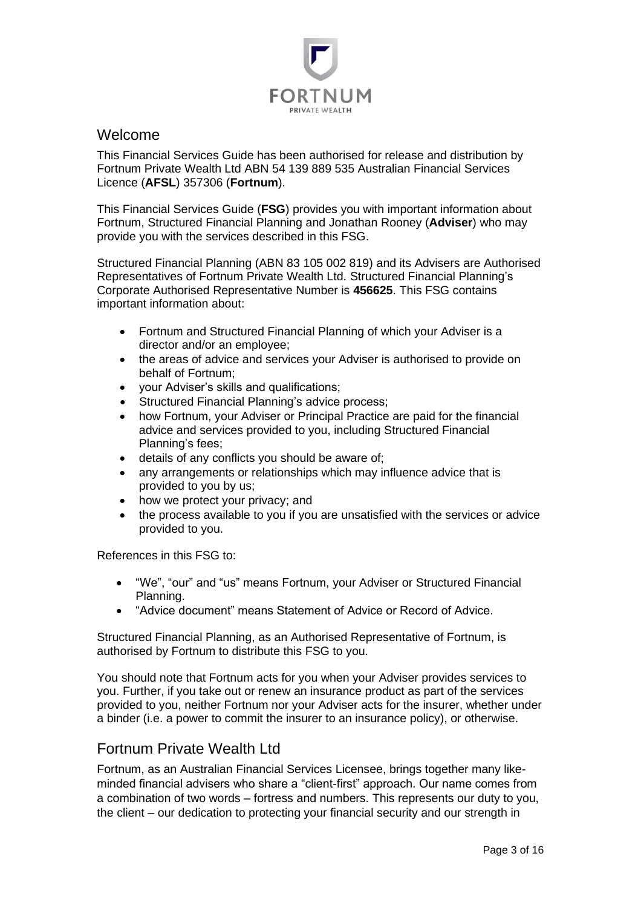FORTNUM
PRIVATE WEALTH

## Welcome

This Financial Services Guide has been authorised for release and distribution by Fortnum Private Wealth Ltd ABN 54 139 889 535 Australian Financial Services Licence (**AFSL**) 357306 (**Fortnum**).

This Financial Services Guide (**FSG**) provides you with important information about Fortnum, Structured Financial Planning and Jonathan Rooney (**Adviser**) who may provide you with the services described in this FSG.

Structured Financial Planning (ABN 83 105 002 819) and its Advisers are Authorised Representatives of Fortnum Private Wealth Ltd. Structured Financial Planning's Corporate Authorised Representative Number is **456625**. This FSG contains important information about:

- Fortnum and Structured Financial Planning of which your Adviser is a director and/or an employee;
- the areas of advice and services your Adviser is authorised to provide on behalf of Fortnum;
- your Adviser's skills and qualifications;
- Structured Financial Planning's advice process;
- how Fortnum, your Adviser or Principal Practice are paid for the financial advice and services provided to you, including Structured Financial Planning's fees;
- details of any conflicts you should be aware of;
- any arrangements or relationships which may influence advice that is provided to you by us;
- how we protect your privacy; and
- the process available to you if you are unsatisfied with the services or advice provided to you.

References in this FSG to:

- "We", "our" and "us" means Fortnum, your Adviser or Structured Financial Planning.
- "Advice document" means Statement of Advice or Record of Advice.

Structured Financial Planning, as an Authorised Representative of Fortnum, is authorised by Fortnum to distribute this FSG to you.

You should note that Fortnum acts for you when your Adviser provides services to you. Further, if you take out or renew an insurance product as part of the services provided to you, neither Fortnum nor your Adviser acts for the insurer, whether under a binder (i.e. a power to commit the insurer to an insurance policy), or otherwise.

## Fortnum Private Wealth Ltd

Fortnum, as an Australian Financial Services Licensee, brings together many like-minded financial advisers who share a "client-first" approach. Our name comes from a combination of two words – fortress and numbers. This represents our duty to you, the client – our dedication to protecting your financial security and our strength in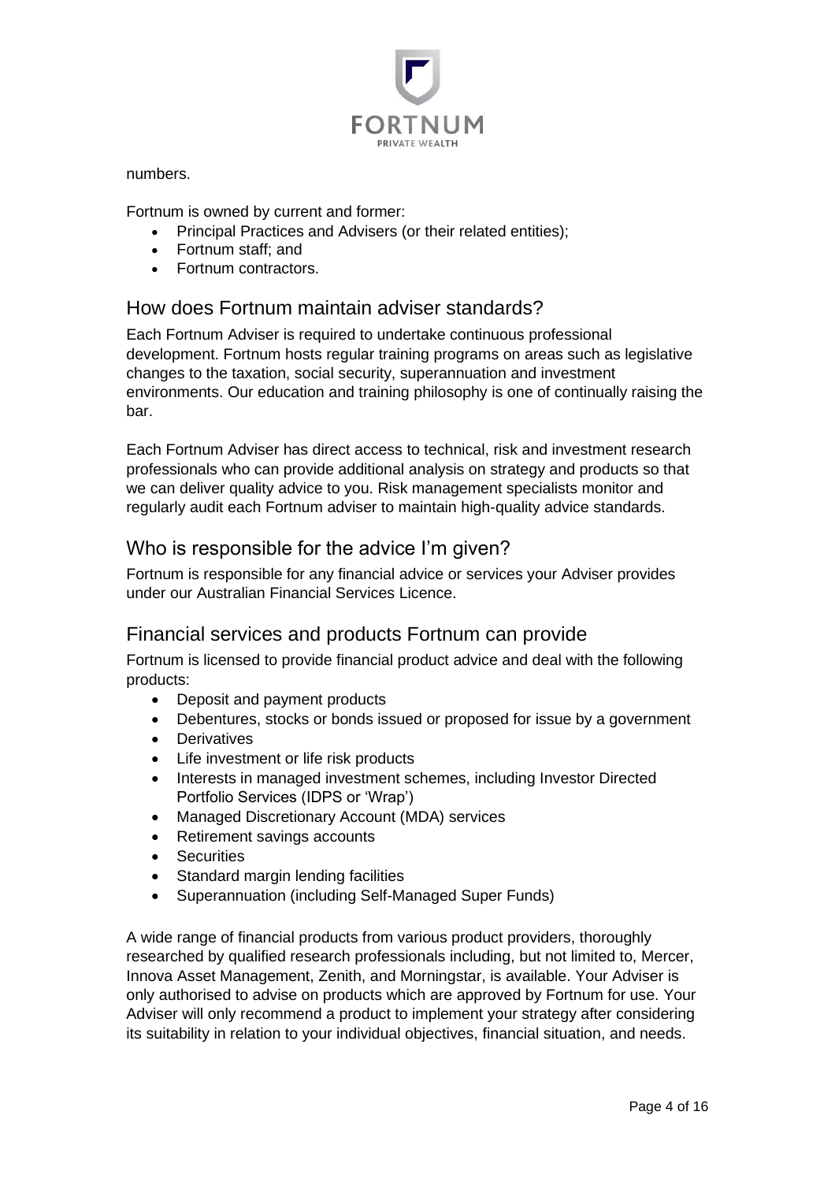numbers.

Fortnum is owned by current and former:

- Principal Practices and Advisers (or their related entities);
- Fortnum staff; and
- Fortnum contractors.

## How does Fortnum maintain adviser standards?

Each Fortnum Adviser is required to undertake continuous professional development. Fortnum hosts regular training programs on areas such as legislative changes to the taxation, social security, superannuation and investment environments. Our education and training philosophy is one of continually raising the bar.

Each Fortnum Adviser has direct access to technical, risk and investment research professionals who can provide additional analysis on strategy and products so that we can deliver quality advice to you. Risk management specialists monitor and regularly audit each Fortnum adviser to maintain high-quality advice standards.

## Who is responsible for the advice I'm given?

Fortnum is responsible for any financial advice or services your Adviser provides under our Australian Financial Services Licence.

## Financial services and products Fortnum can provide

Fortnum is licensed to provide financial product advice and deal with the following products:

- Deposit and payment products
- Debentures, stocks or bonds issued or proposed for issue by a government
- Derivatives
- Life investment or life risk products
- Interests in managed investment schemes, including Investor Directed Portfolio Services (IDPS or 'Wrap')
- Managed Discretionary Account (MDA) services
- Retirement savings accounts
- Securities
- Standard margin lending facilities
- Superannuation (including Self-Managed Super Funds)

A wide range of financial products from various product providers, thoroughly researched by qualified research professionals including, but not limited to, Mercer, Innova Asset Management, Zenith, and Morningstar, is available. Your Adviser is only authorised to advise on products which are approved by Fortnum for use. Your Adviser will only recommend a product to implement your strategy after considering its suitability in relation to your individual objectives, financial situation, and needs.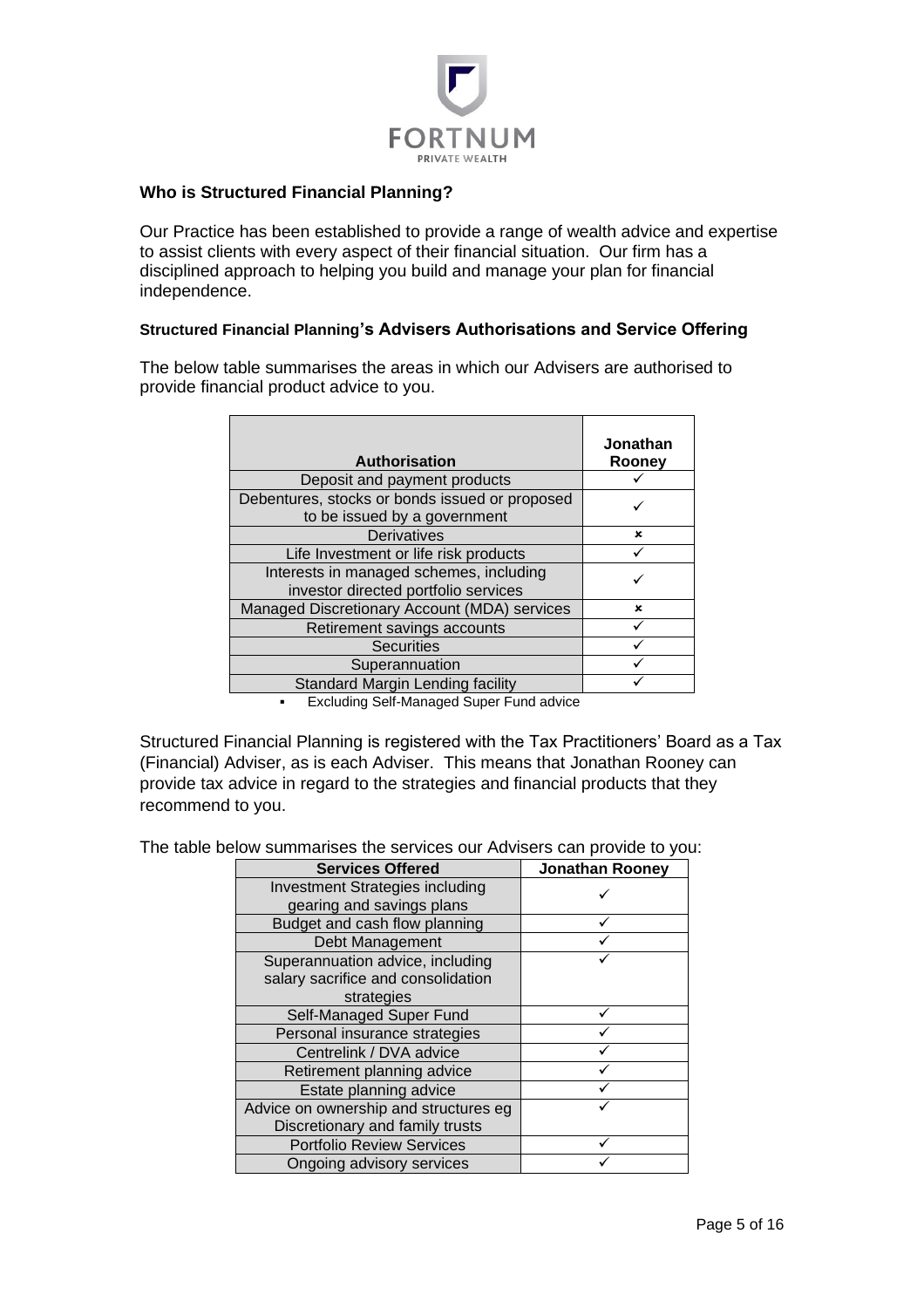## Who is Structured Financial Planning?

Our Practice has been established to provide a range of wealth advice and expertise to assist clients with every aspect of their financial situation. Our firm has a disciplined approach to helping you build and manage your plan for financial independence.

### Structured Financial Planning's Advisers Authorisations and Service Offering

The below table summarises the areas in which our Advisers are authorised to provide financial product advice to you.

| Authorisation | Jonathan Rooney |
|---|---|
| Deposit and payment products | ✓ |
| Debentures, stocks or bonds issued or proposed to be issued by a government | ✓ |
| Derivatives | × |
| Life Investment or life risk products | ✓ |
| Interests in managed schemes, including investor directed portfolio services | ✓ |
| Managed Discretionary Account (MDA) services | × |
| Retirement savings accounts | ✓ |
| Securities | ✓ |
| Superannuation | ✓ |
| Standard Margin Lending facility | ✓ |

- Excluding Self-Managed Super Fund advice

Structured Financial Planning is registered with the Tax Practitioners' Board as a Tax (Financial) Adviser, as is each Adviser. This means that Jonathan Rooney can provide tax advice in regard to the strategies and financial products that they recommend to you.

The table below summarises the services our Advisers can provide to you:

| Services Offered | Jonathan Rooney |
|---|---|
| Investment Strategies including gearing and savings plans | ✓ |
| Budget and cash flow planning | ✓ |
| Debt Management | ✓ |
| Superannuation advice, including salary sacrifice and consolidation strategies | ✓ |
| Self-Managed Super Fund | ✓ |
| Personal insurance strategies | ✓ |
| Centrelink / DVA advice | ✓ |
| Retirement planning advice | ✓ |
| Estate planning advice | ✓ |
| Advice on ownership and structures eg Discretionary and family trusts | ✓ |
| Portfolio Review Services | ✓ |
| Ongoing advisory services | ✓ |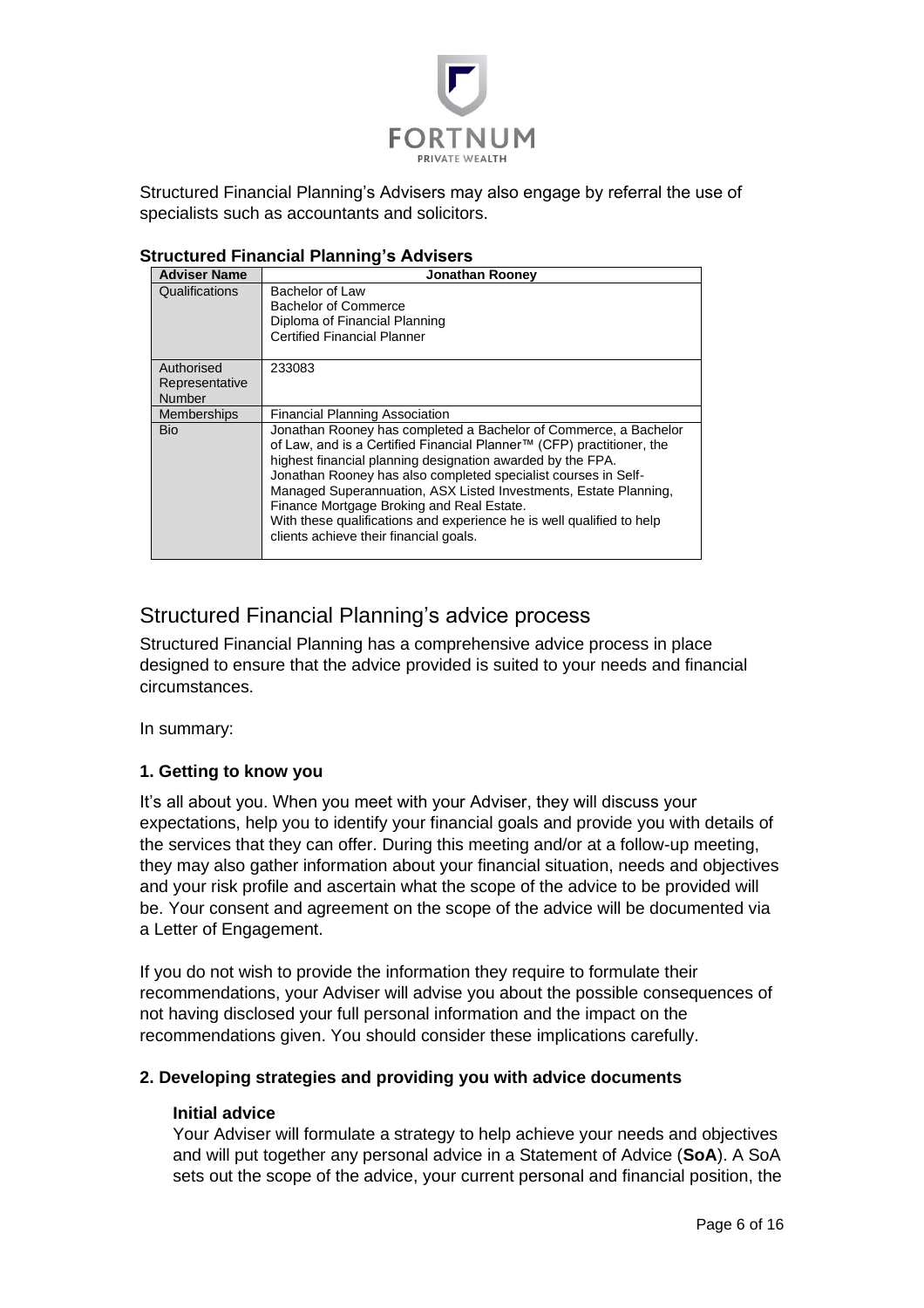Structured Financial Planning's Advisers may also engage by referral the use of specialists such as accountants and solicitors.

**Structured Financial Planning's Advisers**

| Adviser Name | Jonathan Rooney |
|---|---|
| Qualifications | Bachelor of Law<br>Bachelor of Commerce<br>Diploma of Financial Planning<br>Certified Financial Planner |
| Authorised Representative Number | 233083 |
| Memberships | Financial Planning Association |
| Bio | Jonathan Rooney has completed a Bachelor of Commerce, a Bachelor of Law, and is a Certified Financial Planner™ (CFP) practitioner, the highest financial planning designation awarded by the FPA.<br>Jonathan Rooney has also completed specialist courses in Self-Managed Superannuation, ASX Listed Investments, Estate Planning, Finance Mortgage Broking and Real Estate.<br>With these qualifications and experience he is well qualified to help clients achieve their financial goals. |

## Structured Financial Planning's advice process

Structured Financial Planning has a comprehensive advice process in place designed to ensure that the advice provided is suited to your needs and financial circumstances.

In summary:

### 1. Getting to know you

It's all about you. When you meet with your Adviser, they will discuss your expectations, help you to identify your financial goals and provide you with details of the services that they can offer. During this meeting and/or at a follow-up meeting, they may also gather information about your financial situation, needs and objectives and your risk profile and ascertain what the scope of the advice to be provided will be. Your consent and agreement on the scope of the advice will be documented via a Letter of Engagement.

If you do not wish to provide the information they require to formulate their recommendations, your Adviser will advise you about the possible consequences of not having disclosed your full personal information and the impact on the recommendations given. You should consider these implications carefully.

### 2. Developing strategies and providing you with advice documents

**Initial advice**

Your Adviser will formulate a strategy to help achieve your needs and objectives and will put together any personal advice in a Statement of Advice (**SoA**). A SoA sets out the scope of the advice, your current personal and financial position, the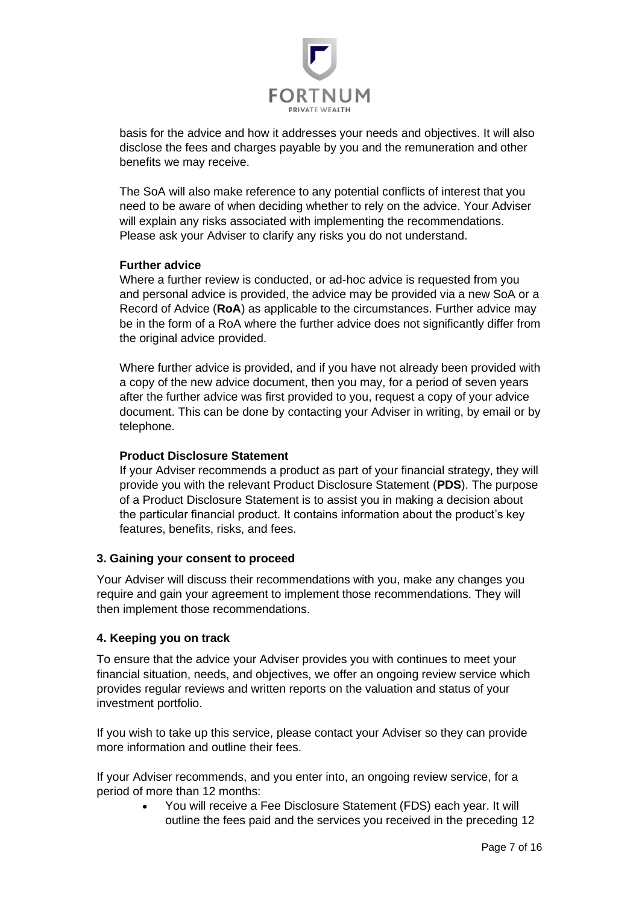basis for the advice and how it addresses your needs and objectives. It will also disclose the fees and charges payable by you and the remuneration and other benefits we may receive.

The SoA will also make reference to any potential conflicts of interest that you need to be aware of when deciding whether to rely on the advice. Your Adviser will explain any risks associated with implementing the recommendations. Please ask your Adviser to clarify any risks you do not understand.

**Further advice**

Where a further review is conducted, or ad-hoc advice is requested from you and personal advice is provided, the advice may be provided via a new SoA or a Record of Advice (**RoA**) as applicable to the circumstances. Further advice may be in the form of a RoA where the further advice does not significantly differ from the original advice provided.

Where further advice is provided, and if you have not already been provided with a copy of the new advice document, then you may, for a period of seven years after the further advice was first provided to you, request a copy of your advice document. This can be done by contacting your Adviser in writing, by email or by telephone.

**Product Disclosure Statement**

If your Adviser recommends a product as part of your financial strategy, they will provide you with the relevant Product Disclosure Statement (**PDS**). The purpose of a Product Disclosure Statement is to assist you in making a decision about the particular financial product. It contains information about the product's key features, benefits, risks, and fees.

### 3. Gaining your consent to proceed

Your Adviser will discuss their recommendations with you, make any changes you require and gain your agreement to implement those recommendations. They will then implement those recommendations.

### 4. Keeping you on track

To ensure that the advice your Adviser provides you with continues to meet your financial situation, needs, and objectives, we offer an ongoing review service which provides regular reviews and written reports on the valuation and status of your investment portfolio.

If you wish to take up this service, please contact your Adviser so they can provide more information and outline their fees.

If your Adviser recommends, and you enter into, an ongoing review service, for a period of more than 12 months:

- You will receive a Fee Disclosure Statement (FDS) each year. It will outline the fees paid and the services you received in the preceding 12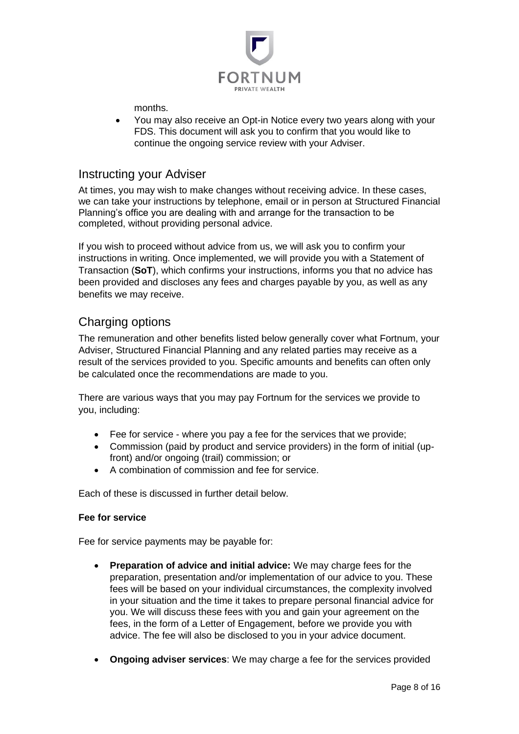months.

- You may also receive an Opt-in Notice every two years along with your FDS. This document will ask you to confirm that you would like to continue the ongoing service review with your Adviser.

## Instructing your Adviser

At times, you may wish to make changes without receiving advice. In these cases, we can take your instructions by telephone, email or in person at Structured Financial Planning's office you are dealing with and arrange for the transaction to be completed, without providing personal advice.

If you wish to proceed without advice from us, we will ask you to confirm your instructions in writing. Once implemented, we will provide you with a Statement of Transaction (**SoT**), which confirms your instructions, informs you that no advice has been provided and discloses any fees and charges payable by you, as well as any benefits we may receive.

## Charging options

The remuneration and other benefits listed below generally cover what Fortnum, your Adviser, Structured Financial Planning and any related parties may receive as a result of the services provided to you. Specific amounts and benefits can often only be calculated once the recommendations are made to you.

There are various ways that you may pay Fortnum for the services we provide to you, including:

- Fee for service - where you pay a fee for the services that we provide;
- Commission (paid by product and service providers) in the form of initial (up-front) and/or ongoing (trail) commission; or
- A combination of commission and fee for service.

Each of these is discussed in further detail below.

**Fee for service**

Fee for service payments may be payable for:

- **Preparation of advice and initial advice:** We may charge fees for the preparation, presentation and/or implementation of our advice to you. These fees will be based on your individual circumstances, the complexity involved in your situation and the time it takes to prepare personal financial advice for you. We will discuss these fees with you and gain your agreement on the fees, in the form of a Letter of Engagement, before we provide you with advice. The fee will also be disclosed to you in your advice document.
- **Ongoing adviser services**: We may charge a fee for the services provided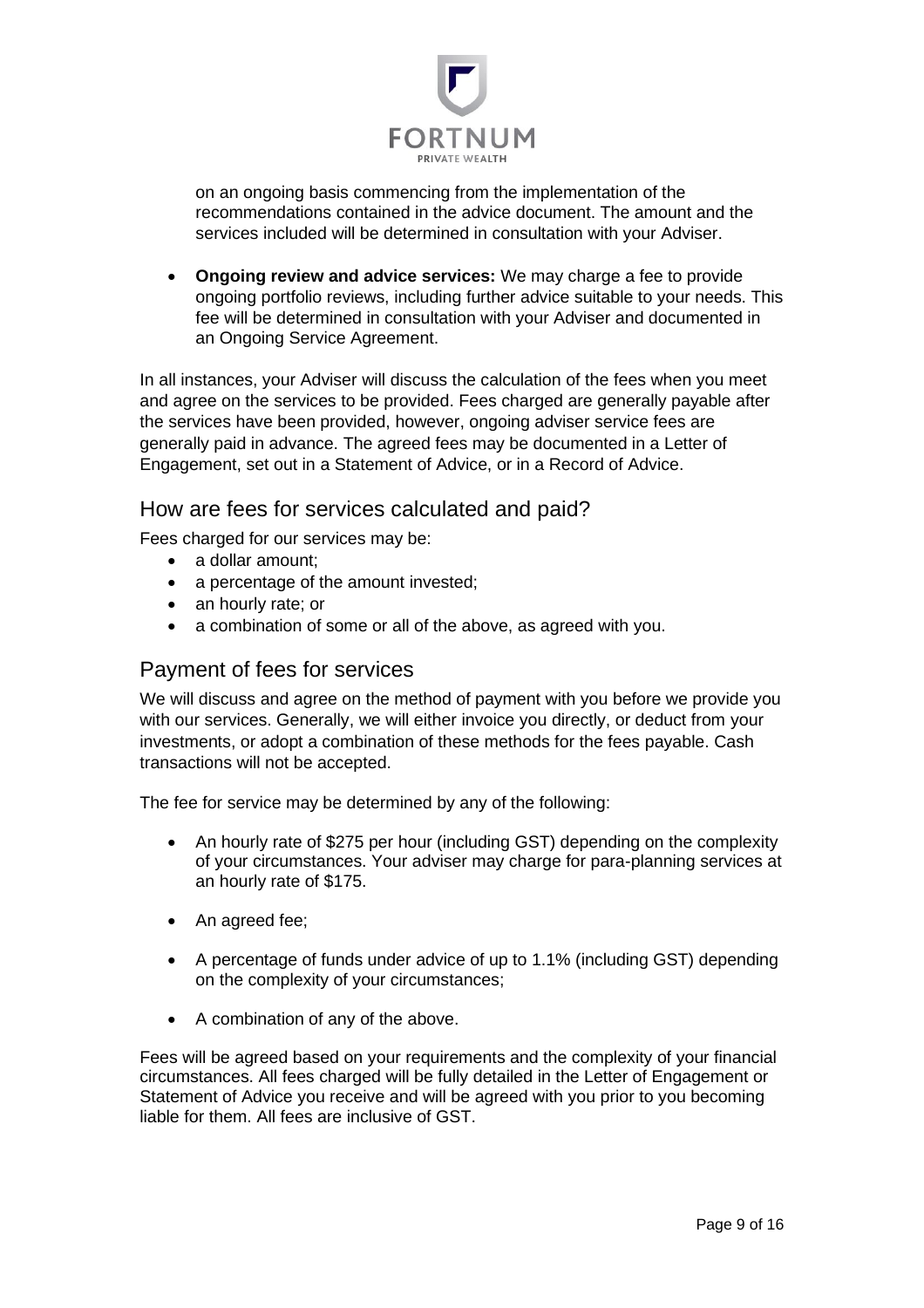on an ongoing basis commencing from the implementation of the recommendations contained in the advice document. The amount and the services included will be determined in consultation with your Adviser.

- **Ongoing review and advice services:** We may charge a fee to provide ongoing portfolio reviews, including further advice suitable to your needs. This fee will be determined in consultation with your Adviser and documented in an Ongoing Service Agreement.

In all instances, your Adviser will discuss the calculation of the fees when you meet and agree on the services to be provided. Fees charged are generally payable after the services have been provided, however, ongoing adviser service fees are generally paid in advance. The agreed fees may be documented in a Letter of Engagement, set out in a Statement of Advice, or in a Record of Advice.

## How are fees for services calculated and paid?

Fees charged for our services may be:

- a dollar amount;
- a percentage of the amount invested;
- an hourly rate; or
- a combination of some or all of the above, as agreed with you.

## Payment of fees for services

We will discuss and agree on the method of payment with you before we provide you with our services. Generally, we will either invoice you directly, or deduct from your investments, or adopt a combination of these methods for the fees payable. Cash transactions will not be accepted.

The fee for service may be determined by any of the following:

- An hourly rate of $275 per hour (including GST) depending on the complexity of your circumstances. Your adviser may charge for para-planning services at an hourly rate of $175.
- An agreed fee;
- A percentage of funds under advice of up to 1.1% (including GST) depending on the complexity of your circumstances;
- A combination of any of the above.

Fees will be agreed based on your requirements and the complexity of your financial circumstances. All fees charged will be fully detailed in the Letter of Engagement or Statement of Advice you receive and will be agreed with you prior to you becoming liable for them. All fees are inclusive of GST.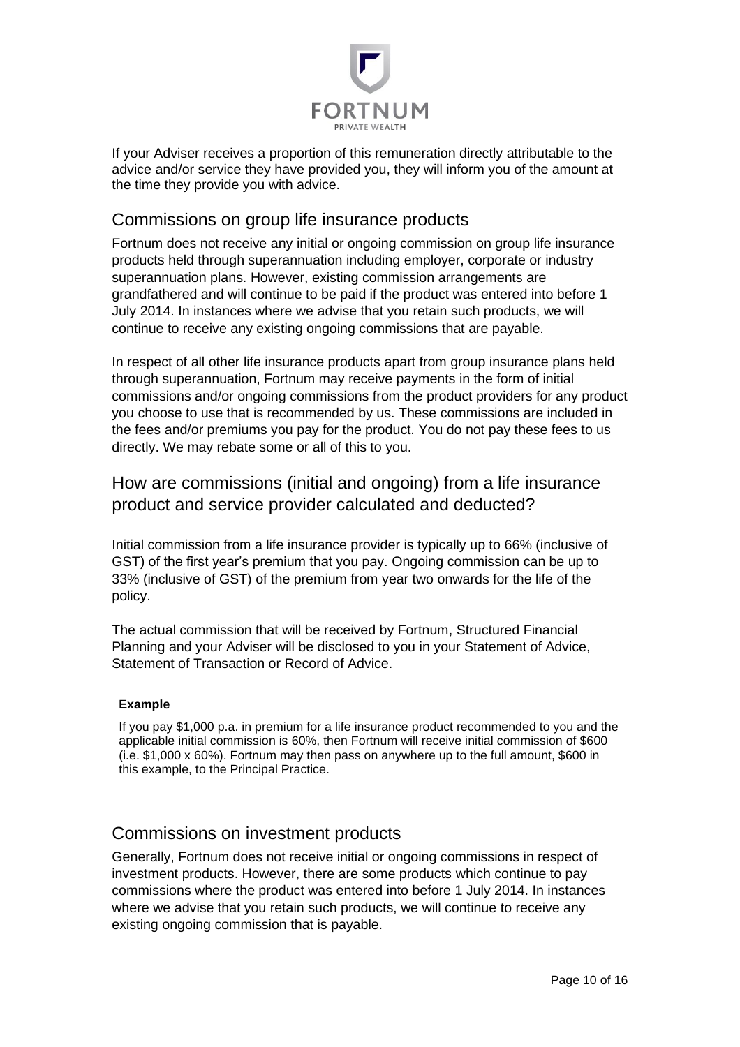If your Adviser receives a proportion of this remuneration directly attributable to the advice and/or service they have provided you, they will inform you of the amount at the time they provide you with advice.

## Commissions on group life insurance products

Fortnum does not receive any initial or ongoing commission on group life insurance products held through superannuation including employer, corporate or industry superannuation plans. However, existing commission arrangements are grandfathered and will continue to be paid if the product was entered into before 1 July 2014. In instances where we advise that you retain such products, we will continue to receive any existing ongoing commissions that are payable.

In respect of all other life insurance products apart from group insurance plans held through superannuation, Fortnum may receive payments in the form of initial commissions and/or ongoing commissions from the product providers for any product you choose to use that is recommended by us. These commissions are included in the fees and/or premiums you pay for the product. You do not pay these fees to us directly. We may rebate some or all of this to you.

## How are commissions (initial and ongoing) from a life insurance product and service provider calculated and deducted?

Initial commission from a life insurance provider is typically up to 66% (inclusive of GST) of the first year's premium that you pay. Ongoing commission can be up to 33% (inclusive of GST) of the premium from year two onwards for the life of the policy.

The actual commission that will be received by Fortnum, Structured Financial Planning and your Adviser will be disclosed to you in your Statement of Advice, Statement of Transaction or Record of Advice.

> **Example**
>
> If you pay $1,000 p.a. in premium for a life insurance product recommended to you and the applicable initial commission is 60%, then Fortnum will receive initial commission of $600 (i.e. $1,000 x 60%). Fortnum may then pass on anywhere up to the full amount, $600 in this example, to the Principal Practice.

## Commissions on investment products

Generally, Fortnum does not receive initial or ongoing commissions in respect of investment products. However, there are some products which continue to pay commissions where the product was entered into before 1 July 2014. In instances where we advise that you retain such products, we will continue to receive any existing ongoing commission that is payable.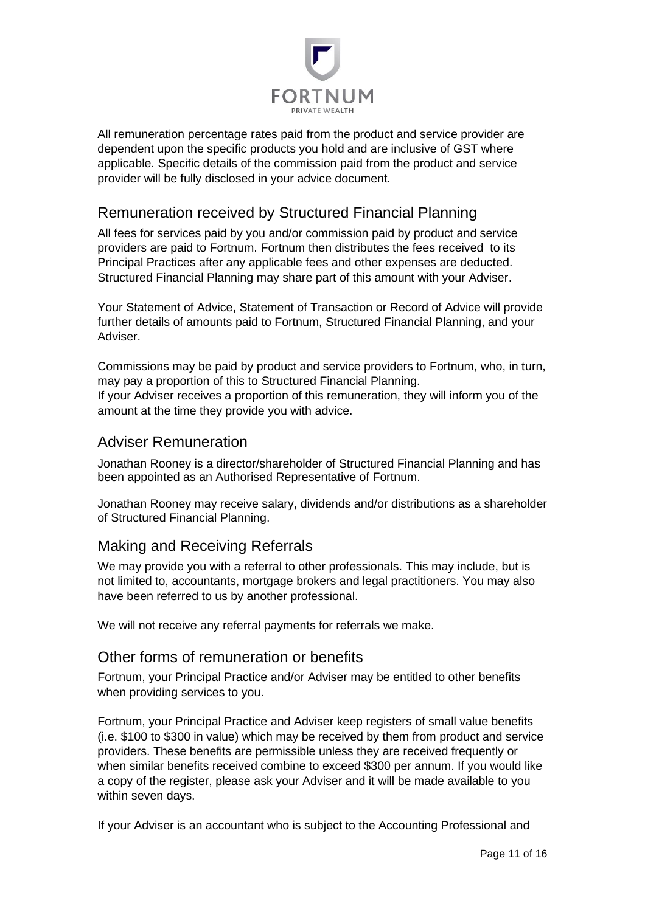All remuneration percentage rates paid from the product and service provider are dependent upon the specific products you hold and are inclusive of GST where applicable. Specific details of the commission paid from the product and service provider will be fully disclosed in your advice document.

## Remuneration received by Structured Financial Planning

All fees for services paid by you and/or commission paid by product and service providers are paid to Fortnum. Fortnum then distributes the fees received to its Principal Practices after any applicable fees and other expenses are deducted. Structured Financial Planning may share part of this amount with your Adviser.

Your Statement of Advice, Statement of Transaction or Record of Advice will provide further details of amounts paid to Fortnum, Structured Financial Planning, and your Adviser.

Commissions may be paid by product and service providers to Fortnum, who, in turn, may pay a proportion of this to Structured Financial Planning.
If your Adviser receives a proportion of this remuneration, they will inform you of the amount at the time they provide you with advice.

## Adviser Remuneration

Jonathan Rooney is a director/shareholder of Structured Financial Planning and has been appointed as an Authorised Representative of Fortnum.

Jonathan Rooney may receive salary, dividends and/or distributions as a shareholder of Structured Financial Planning.

## Making and Receiving Referrals

We may provide you with a referral to other professionals. This may include, but is not limited to, accountants, mortgage brokers and legal practitioners. You may also have been referred to us by another professional.

We will not receive any referral payments for referrals we make.

## Other forms of remuneration or benefits

Fortnum, your Principal Practice and/or Adviser may be entitled to other benefits when providing services to you.

Fortnum, your Principal Practice and Adviser keep registers of small value benefits (i.e. $100 to $300 in value) which may be received by them from product and service providers. These benefits are permissible unless they are received frequently or when similar benefits received combine to exceed $300 per annum. If you would like a copy of the register, please ask your Adviser and it will be made available to you within seven days.

If your Adviser is an accountant who is subject to the Accounting Professional and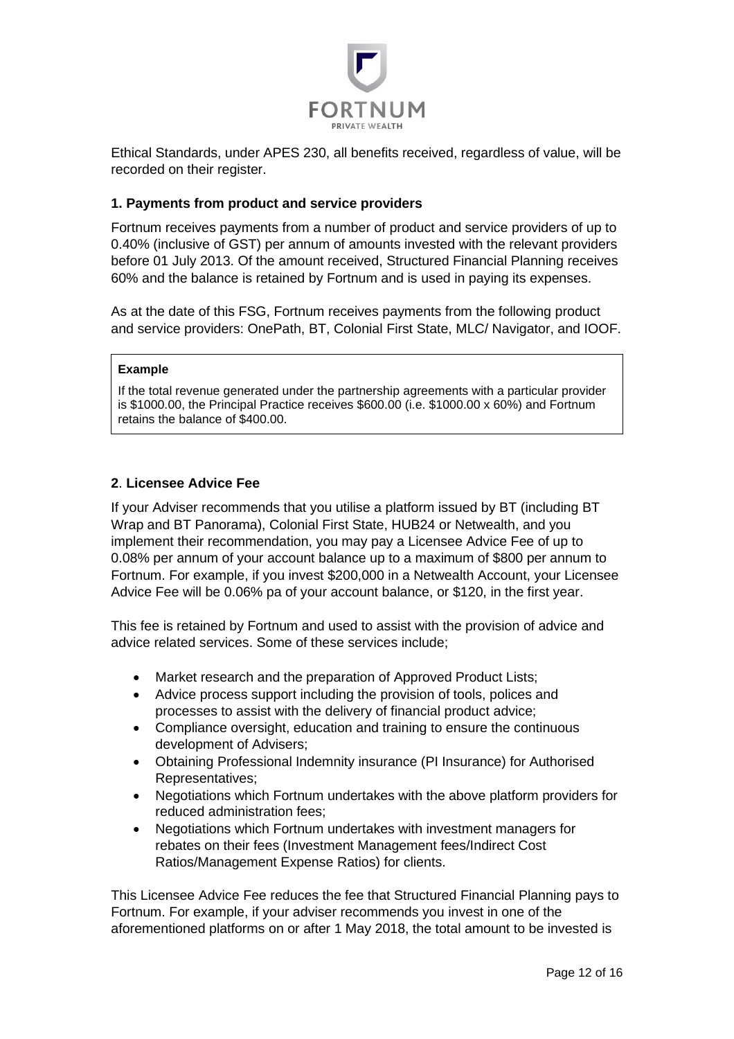Ethical Standards, under APES 230, all benefits received, regardless of value, will be recorded on their register.

### 1. Payments from product and service providers

Fortnum receives payments from a number of product and service providers of up to 0.40% (inclusive of GST) per annum of amounts invested with the relevant providers before 01 July 2013. Of the amount received, Structured Financial Planning receives 60% and the balance is retained by Fortnum and is used in paying its expenses.

As at the date of this FSG, Fortnum receives payments from the following product and service providers: OnePath, BT, Colonial First State, MLC/ Navigator, and IOOF.

> **Example**
>
> If the total revenue generated under the partnership agreements with a particular provider is \$1000.00, the Principal Practice receives \$600.00 (i.e. \$1000.00 x 60%) and Fortnum retains the balance of \$400.00.

### 2. Licensee Advice Fee

If your Adviser recommends that you utilise a platform issued by BT (including BT Wrap and BT Panorama), Colonial First State, HUB24 or Netwealth, and you implement their recommendation, you may pay a Licensee Advice Fee of up to 0.08% per annum of your account balance up to a maximum of \$800 per annum to Fortnum. For example, if you invest \$200,000 in a Netwealth Account, your Licensee Advice Fee will be 0.06% pa of your account balance, or \$120, in the first year.

This fee is retained by Fortnum and used to assist with the provision of advice and advice related services. Some of these services include;

- Market research and the preparation of Approved Product Lists;
- Advice process support including the provision of tools, polices and processes to assist with the delivery of financial product advice;
- Compliance oversight, education and training to ensure the continuous development of Advisers;
- Obtaining Professional Indemnity insurance (PI Insurance) for Authorised Representatives;
- Negotiations which Fortnum undertakes with the above platform providers for reduced administration fees;
- Negotiations which Fortnum undertakes with investment managers for rebates on their fees (Investment Management fees/Indirect Cost Ratios/Management Expense Ratios) for clients.

This Licensee Advice Fee reduces the fee that Structured Financial Planning pays to Fortnum. For example, if your adviser recommends you invest in one of the aforementioned platforms on or after 1 May 2018, the total amount to be invested is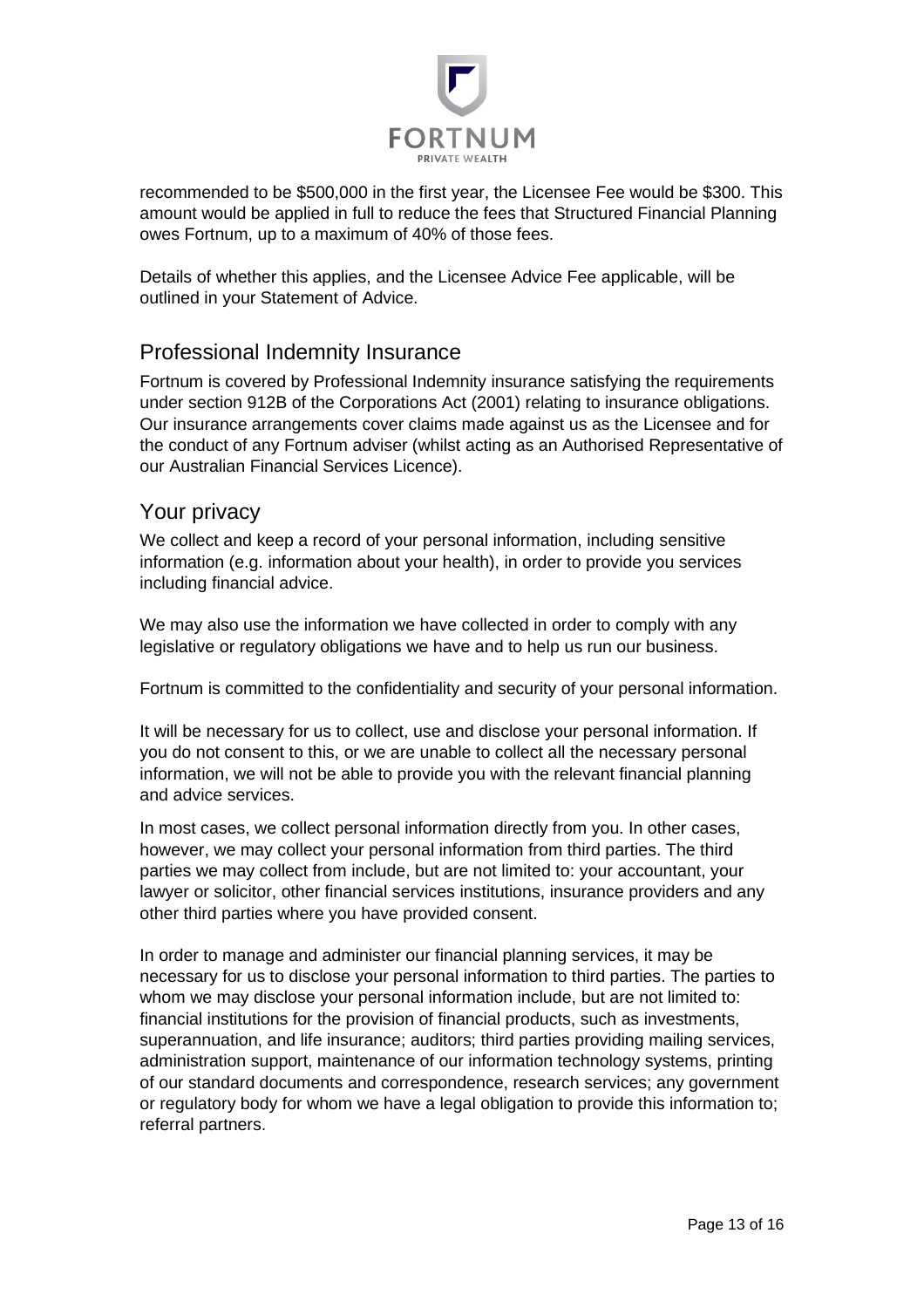recommended to be $500,000 in the first year, the Licensee Fee would be $300. This amount would be applied in full to reduce the fees that Structured Financial Planning owes Fortnum, up to a maximum of 40% of those fees.

Details of whether this applies, and the Licensee Advice Fee applicable, will be outlined in your Statement of Advice.

## Professional Indemnity Insurance

Fortnum is covered by Professional Indemnity insurance satisfying the requirements under section 912B of the Corporations Act (2001) relating to insurance obligations. Our insurance arrangements cover claims made against us as the Licensee and for the conduct of any Fortnum adviser (whilst acting as an Authorised Representative of our Australian Financial Services Licence).

## Your privacy

We collect and keep a record of your personal information, including sensitive information (e.g. information about your health), in order to provide you services including financial advice.

We may also use the information we have collected in order to comply with any legislative or regulatory obligations we have and to help us run our business.

Fortnum is committed to the confidentiality and security of your personal information.

It will be necessary for us to collect, use and disclose your personal information. If you do not consent to this, or we are unable to collect all the necessary personal information, we will not be able to provide you with the relevant financial planning and advice services.

In most cases, we collect personal information directly from you. In other cases, however, we may collect your personal information from third parties. The third parties we may collect from include, but are not limited to: your accountant, your lawyer or solicitor, other financial services institutions, insurance providers and any other third parties where you have provided consent.

In order to manage and administer our financial planning services, it may be necessary for us to disclose your personal information to third parties. The parties to whom we may disclose your personal information include, but are not limited to: financial institutions for the provision of financial products, such as investments, superannuation, and life insurance; auditors; third parties providing mailing services, administration support, maintenance of our information technology systems, printing of our standard documents and correspondence, research services; any government or regulatory body for whom we have a legal obligation to provide this information to; referral partners.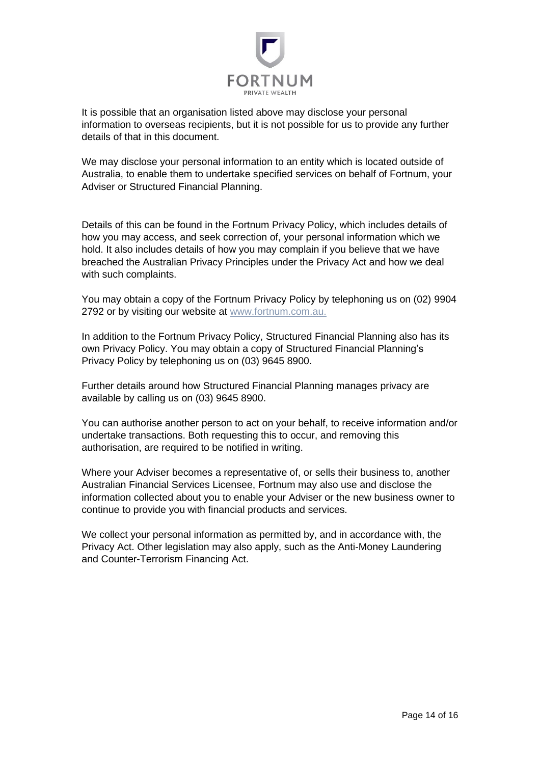It is possible that an organisation listed above may disclose your personal information to overseas recipients, but it is not possible for us to provide any further details of that in this document.

We may disclose your personal information to an entity which is located outside of Australia, to enable them to undertake specified services on behalf of Fortnum, your Adviser or Structured Financial Planning.

Details of this can be found in the Fortnum Privacy Policy, which includes details of how you may access, and seek correction of, your personal information which we hold. It also includes details of how you may complain if you believe that we have breached the Australian Privacy Principles under the Privacy Act and how we deal with such complaints.

You may obtain a copy of the Fortnum Privacy Policy by telephoning us on (02) 9904 2792 or by visiting our website at www.fortnum.com.au.

In addition to the Fortnum Privacy Policy, Structured Financial Planning also has its own Privacy Policy. You may obtain a copy of Structured Financial Planning's Privacy Policy by telephoning us on (03) 9645 8900.

Further details around how Structured Financial Planning manages privacy are available by calling us on (03) 9645 8900.

You can authorise another person to act on your behalf, to receive information and/or undertake transactions. Both requesting this to occur, and removing this authorisation, are required to be notified in writing.

Where your Adviser becomes a representative of, or sells their business to, another Australian Financial Services Licensee, Fortnum may also use and disclose the information collected about you to enable your Adviser or the new business owner to continue to provide you with financial products and services.

We collect your personal information as permitted by, and in accordance with, the Privacy Act. Other legislation may also apply, such as the Anti-Money Laundering and Counter-Terrorism Financing Act.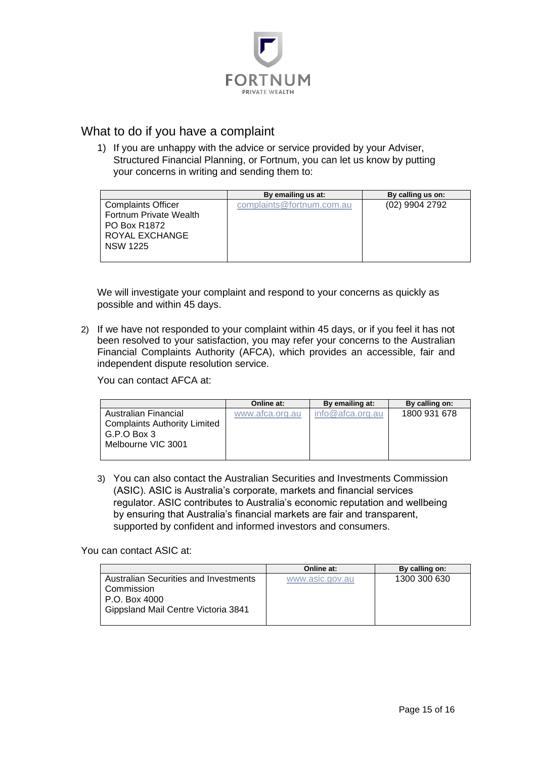FORTNUM
PRIVATE WEALTH

## What to do if you have a complaint

1) If you are unhappy with the advice or service provided by your Adviser, Structured Financial Planning, or Fortnum, you can let us know by putting your concerns in writing and sending them to:

| | By emailing us at: | By calling us on: |
|---|---|---|
| Complaints Officer<br>Fortnum Private Wealth<br>PO Box R1872<br>ROYAL EXCHANGE<br>NSW 1225 | complaints@fortnum.com.au | (02) 9904 2792 |

We will investigate your complaint and respond to your concerns as quickly as possible and within 45 days.

2) If we have not responded to your complaint within 45 days, or if you feel it has not been resolved to your satisfaction, you may refer your concerns to the Australian Financial Complaints Authority (AFCA), which provides an accessible, fair and independent dispute resolution service.

You can contact AFCA at:

| | Online at: | By emailing at: | By calling on: |
|---|---|---|---|
| Australian Financial Complaints Authority Limited<br>G.P.O Box 3<br>Melbourne VIC 3001 | www.afca.org.au | info@afca.org.au | 1800 931 678 |

3) You can also contact the Australian Securities and Investments Commission (ASIC). ASIC is Australia's corporate, markets and financial services regulator. ASIC contributes to Australia's economic reputation and wellbeing by ensuring that Australia's financial markets are fair and transparent, supported by confident and informed investors and consumers.

You can contact ASIC at:

| | Online at: | By calling on: |
|---|---|---|
| Australian Securities and Investments Commission<br>P.O. Box 4000<br>Gippsland Mail Centre Victoria 3841 | www.asic.gov.au | 1300 300 630 |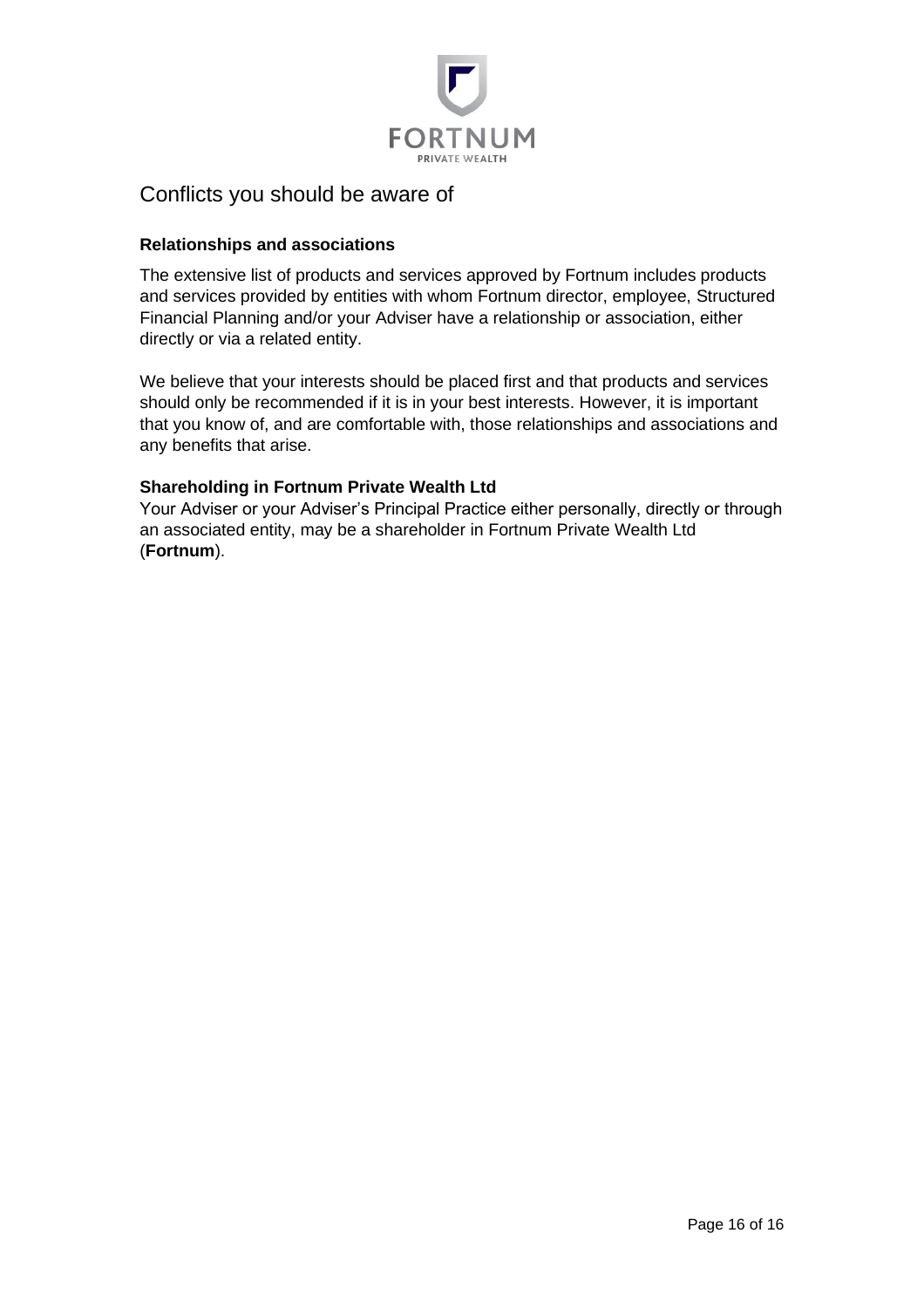## Conflicts you should be aware of

### Relationships and associations

The extensive list of products and services approved by Fortnum includes products and services provided by entities with whom Fortnum director, employee, Structured Financial Planning and/or your Adviser have a relationship or association, either directly or via a related entity.

We believe that your interests should be placed first and that products and services should only be recommended if it is in your best interests. However, it is important that you know of, and are comfortable with, those relationships and associations and any benefits that arise.

### Shareholding in Fortnum Private Wealth Ltd

Your Adviser or your Adviser's Principal Practice either personally, directly or through an associated entity, may be a shareholder in Fortnum Private Wealth Ltd (**Fortnum**).